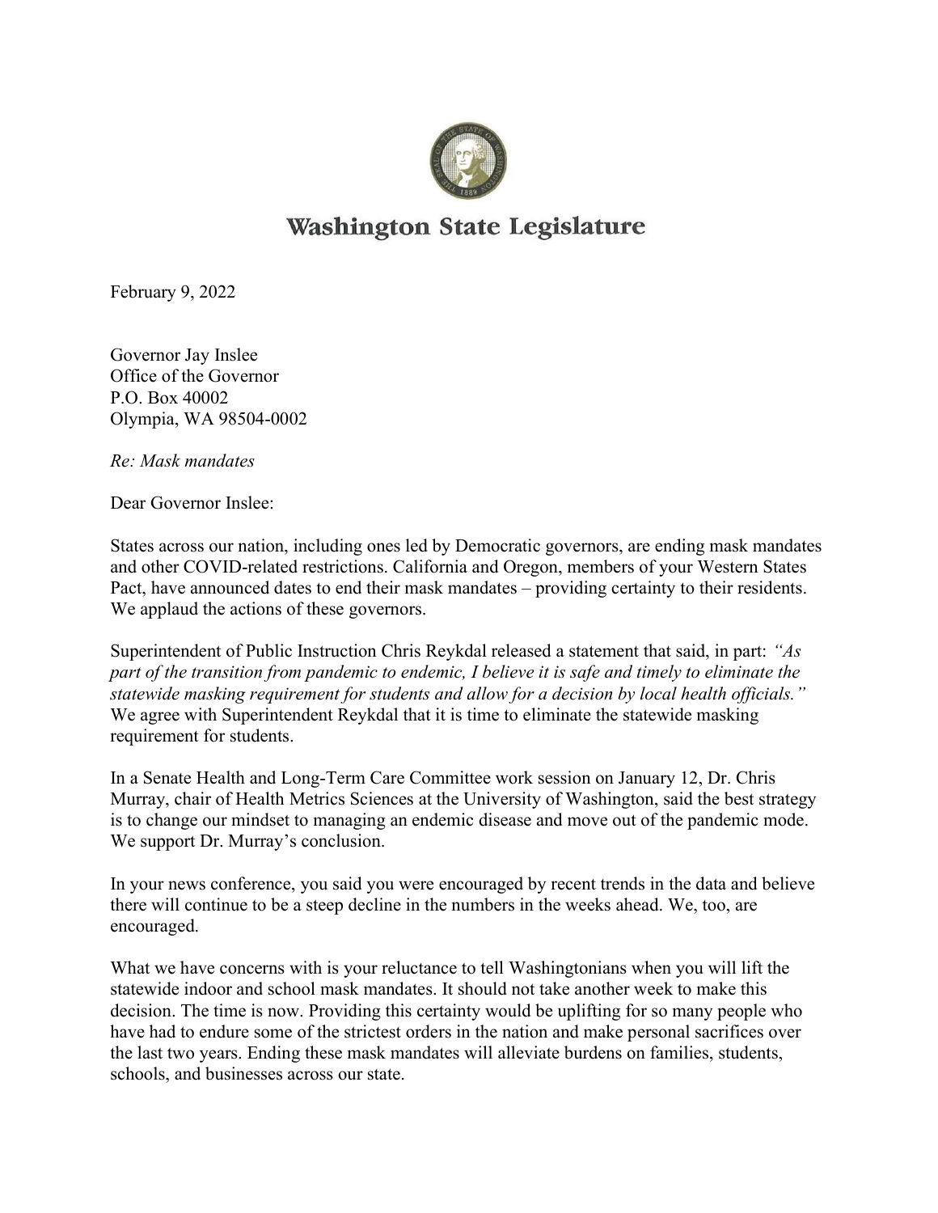# Washington State Legislature

February 9, 2022

Governor Jay Inslee
Office of the Governor
P.O. Box 40002
Olympia, WA 98504-0002

*Re: Mask mandates*

Dear Governor Inslee:

States across our nation, including ones led by Democratic governors, are ending mask mandates and other COVID-related restrictions. California and Oregon, members of your Western States Pact, have announced dates to end their mask mandates – providing certainty to their residents. We applaud the actions of these governors.

Superintendent of Public Instruction Chris Reykdal released a statement that said, in part: *"As part of the transition from pandemic to endemic, I believe it is safe and timely to eliminate the statewide masking requirement for students and allow for a decision by local health officials."* We agree with Superintendent Reykdal that it is time to eliminate the statewide masking requirement for students.

In a Senate Health and Long-Term Care Committee work session on January 12, Dr. Chris Murray, chair of Health Metrics Sciences at the University of Washington, said the best strategy is to change our mindset to managing an endemic disease and move out of the pandemic mode. We support Dr. Murray's conclusion.

In your news conference, you said you were encouraged by recent trends in the data and believe there will continue to be a steep decline in the numbers in the weeks ahead. We, too, are encouraged.

What we have concerns with is your reluctance to tell Washingtonians when you will lift the statewide indoor and school mask mandates. It should not take another week to make this decision. The time is now. Providing this certainty would be uplifting for so many people who have had to endure some of the strictest orders in the nation and make personal sacrifices over the last two years. Ending these mask mandates will alleviate burdens on families, students, schools, and businesses across our state.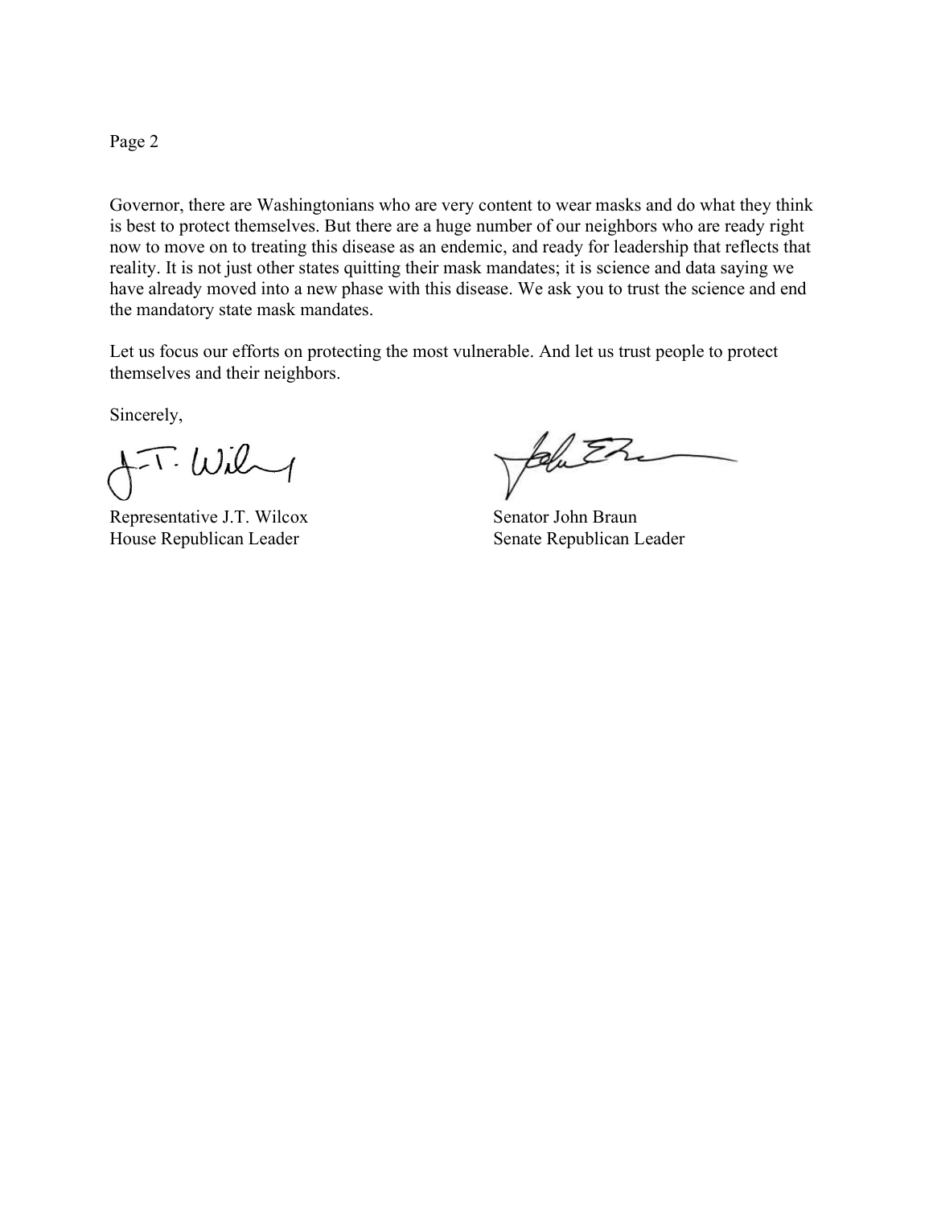Governor, there are Washingtonians who are very content to wear masks and do what they think is best to protect themselves. But there are a huge number of our neighbors who are ready right now to move on to treating this disease as an endemic, and ready for leadership that reflects that reality. It is not just other states quitting their mask mandates; it is science and data saying we have already moved into a new phase with this disease. We ask you to trust the science and end the mandatory state mask mandates.

Let us focus our efforts on protecting the most vulnerable. And let us trust people to protect themselves and their neighbors.

Sincerely,

Representative J.T. Wilcox
House Republican Leader

Senator John Braun
Senate Republican Leader